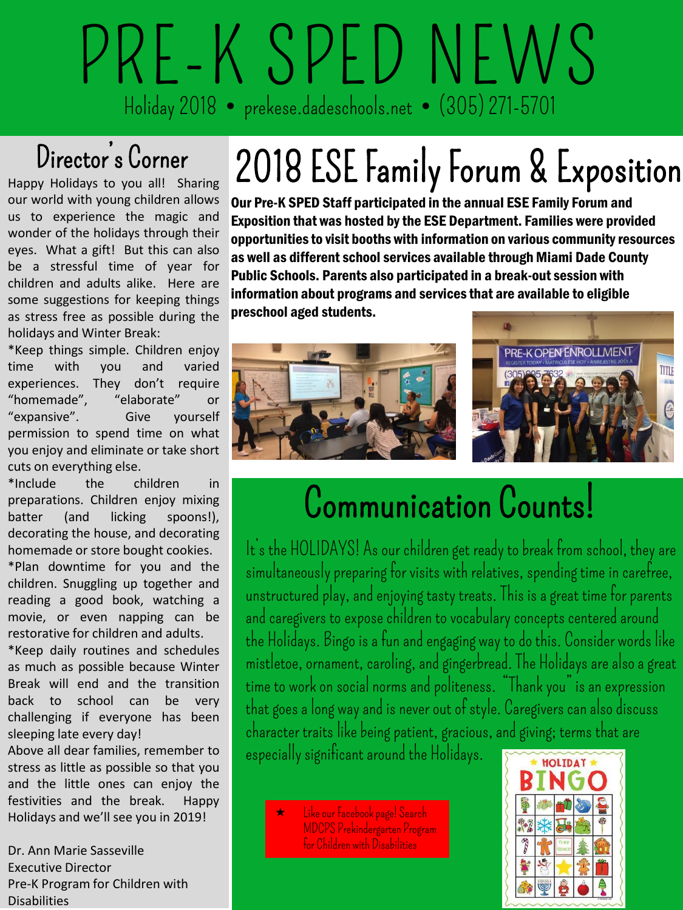# PRE-K SPED NEWS

Holiday 2018 • prekese.dadeschools.net • (305) 271-5701

## Director's Corner

Happy Holidays to you all! Sharing our world with young children allows us to experience the magic and wonder of the holidays through their eyes. What a gift! But this can also be a stressful time of year for children and adults alike. Here are some suggestions for keeping things as stress free as possible during the holidays and Winter Break:

*Keep things simple. Children enjoy time with you and varied experiences. They don't require "homemade", "elaborate" or "expansive". Give yourself permission to spend time on what you enjoy and eliminate or take short cuts on everything else.

*Include the children in preparations. Children enjoy mixing batter (and licking spoons!), decorating the house, and decorating homemade or store bought cookies.

*Plan downtime for you and the children. Snuggling up together and reading a good book, watching a movie, or even napping can be restorative for children and adults.

*Keep daily routines and schedules as much as possible because Winter Break will end and the transition back to school can be very challenging if everyone has been sleeping late every day!

Above all dear families, remember to stress as little as possible so that you and the little ones can enjoy the festivities and the break. Happy Holidays and we'll see you in 2019!

Dr. Ann Marie Sasseville
Executive Director
Pre-K Program for Children with Disabilities

## 2018 ESE Family Forum & Exposition

**Our Pre-K SPED Staff participated in the annual ESE Family Forum and Exposition that was hosted by the ESE Department. Families were provided opportunities to visit booths with information on various community resources as well as different school services available through Miami Dade County Public Schools. Parents also participated in a break-out session with information about programs and services that are available to eligible preschool aged students.**

## Communication Counts!

It's the HOLIDAYS! As our children get ready to break from school, they are simultaneously preparing for visits with relatives, spending time in carefree, unstructured play, and enjoying tasty treats. This is a great time for parents and caregivers to expose children to vocabulary concepts centered around the Holidays. Bingo is a fun and engaging way to do this. Consider words like mistletoe, ornament, caroling, and gingerbread. The Holidays are also a great time to work on social norms and politeness. "Thank you" is an expression that goes a long way and is never out of style. Caregivers can also discuss character traits like being patient, gracious, and giving; terms that are especially significant around the Holidays.

★ Like our Facebook page! Search MDCPS Prekindergarten Program for Children with Disabilities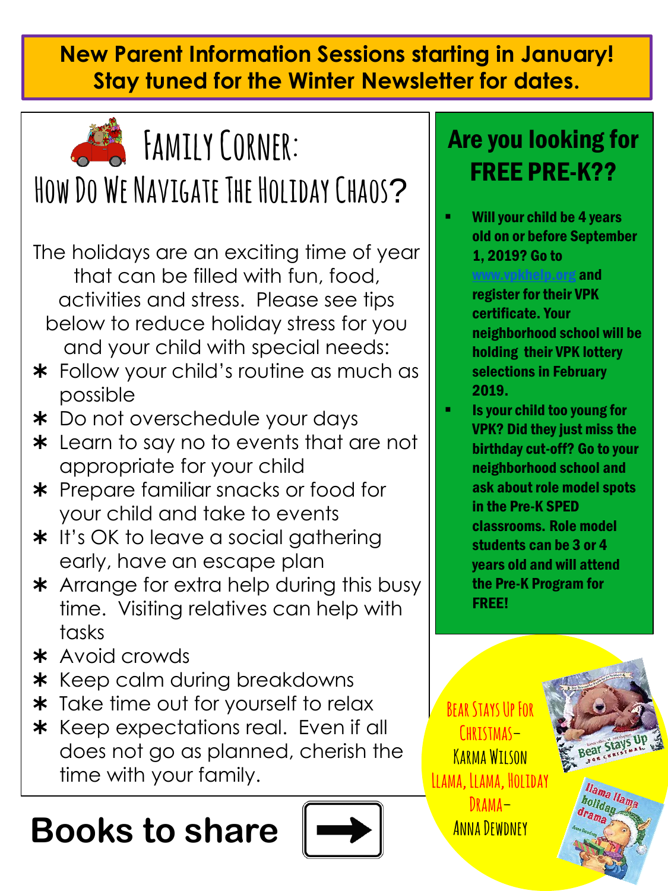**New Parent Information Sessions starting in January!**
**Stay tuned for the Winter Newsletter for dates.**

## Family Corner: How Do We Navigate The Holiday Chaos?

The holidays are an exciting time of year that can be filled with fun, food, activities and stress. Please see tips below to reduce holiday stress for you and your child with special needs:

* Follow your child's routine as much as possible
* Do not overschedule your days
* Learn to say no to events that are not appropriate for your child
* Prepare familiar snacks or food for your child and take to events
* It's OK to leave a social gathering early, have an escape plan
* Arrange for extra help during this busy time. Visiting relatives can help with tasks
* Avoid crowds
* Keep calm during breakdowns
* Take time out for yourself to relax
* Keep expectations real. Even if all does not go as planned, cherish the time with your family.

## Are you looking for FREE PRE-K??

- **Will your child be 4 years old on or before September 1, 2019? Go to www.vpkhelp.org and register for their VPK certificate. Your neighborhood school will be holding their VPK lottery selections in February 2019.**
- **Is your child too young for VPK? Did they just miss the birthday cut-off? Go to your neighborhood school and ask about role model spots in the Pre-K SPED classrooms. Role model students can be 3 or 4 years old and will attend the Pre-K Program for FREE!**

## Books to share →

Bear Stays Up For Christmas– Karma Wilson

Llama, Llama, Holiday Drama– Anna Dewdney